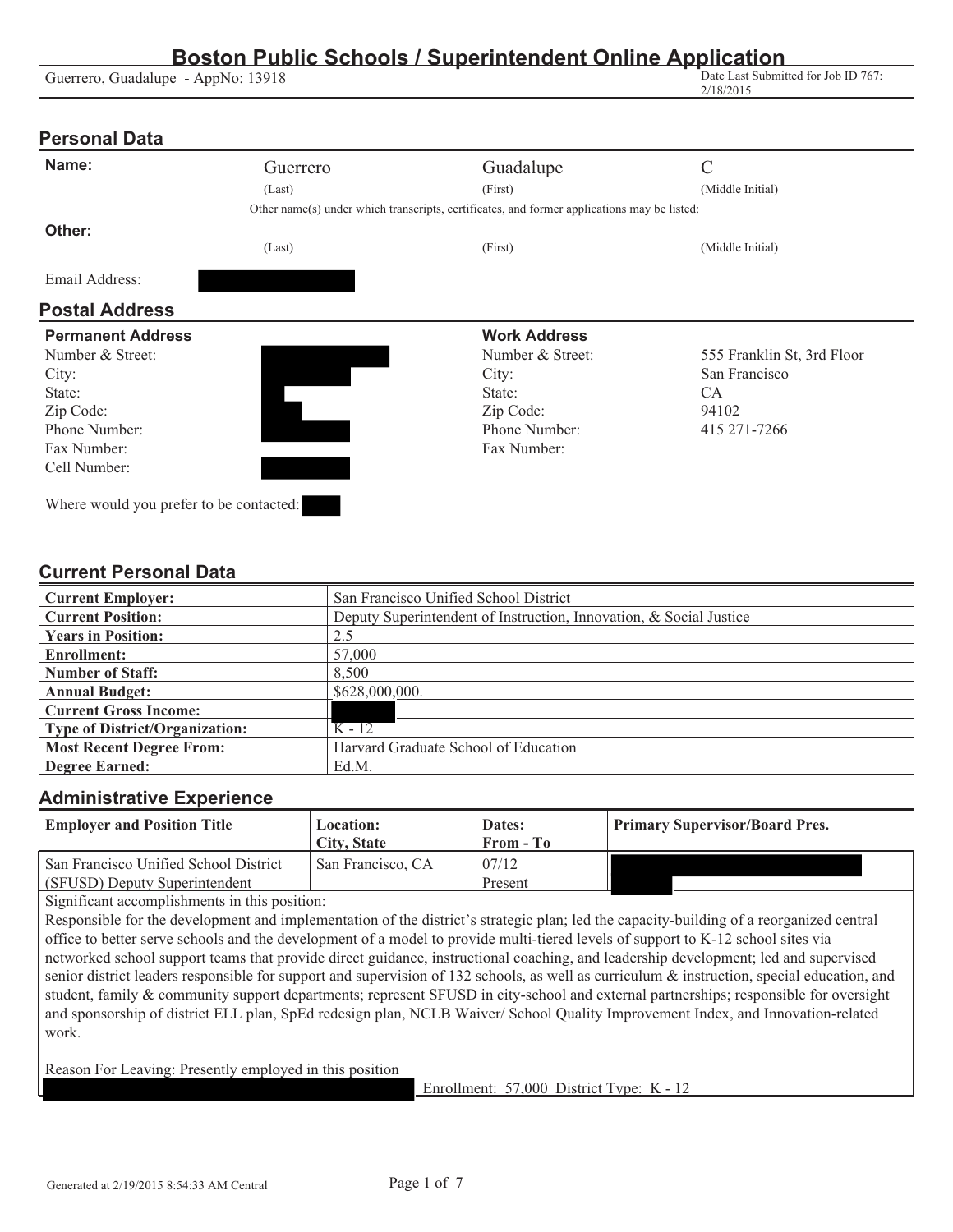# Boston Public Schools / Superintendent Online Application

Guerrero, Guadalupe - AppNo: 13918

Date Last Submitted for Job ID 767: 2/18/2015

## Personal Data

| | | | |
|---|---|---|---|
| **Name:** | Guerrero | Guadalupe | C |
| | (Last) | (First) | (Middle Initial) |

Other name(s) under which transcripts, certificates, and former applications may be listed:

| | | | |
|---|---|---|---|
| **Other:** | | | |
| | (Last) | (First) | (Middle Initial) |

Email Address: [redacted]

## Postal Address

| **Permanent Address** | | **Work Address** | |
|---|---|---|---|
| Number & Street: | [redacted] | Number & Street: | 555 Franklin St, 3rd Floor |
| City: | [redacted] | City: | San Francisco |
| State: | [redacted] | State: | CA |
| Zip Code: | [redacted] | Zip Code: | 94102 |
| Phone Number: | [redacted] | Phone Number: | 415 271-7266 |
| Fax Number: | | Fax Number: | |
| Cell Number: | [redacted] | | |

Where would you prefer to be contacted: [redacted]

## Current Personal Data

| | |
|---|---|
| **Current Employer:** | San Francisco Unified School District |
| **Current Position:** | Deputy Superintendent of Instruction, Innovation, & Social Justice |
| **Years in Position:** | 2.5 |
| **Enrollment:** | 57,000 |
| **Number of Staff:** | 8,500 |
| **Annual Budget:** | $628,000,000. |
| **Current Gross Income:** | [redacted] |
| **Type of District/Organization:** | K - 12 |
| **Most Recent Degree From:** | Harvard Graduate School of Education |
| **Degree Earned:** | Ed.M. |

## Administrative Experience

| Employer and Position Title | Location: City, State | Dates: From - To | Primary Supervisor/Board Pres. |
|---|---|---|---|
| San Francisco Unified School District (SFUSD) Deputy Superintendent | San Francisco, CA | 07/12 Present | [redacted] |

Significant accomplishments in this position:
Responsible for the development and implementation of the district's strategic plan; led the capacity-building of a reorganized central office to better serve schools and the development of a model to provide multi-tiered levels of support to K-12 school sites via networked school support teams that provide direct guidance, instructional coaching, and leadership development; led and supervised senior district leaders responsible for support and supervision of 132 schools, as well as curriculum & instruction, special education, and student, family & community support departments; represent SFUSD in city-school and external partnerships; responsible for oversight and sponsorship of district ELL plan, SpEd redesign plan, NCLB Waiver/ School Quality Improvement Index, and Innovation-related work.

Reason For Leaving: Presently employed in this position

[redacted] Enrollment: 57,000 District Type: K - 12

Generated at 2/19/2015 8:54:33 AM Central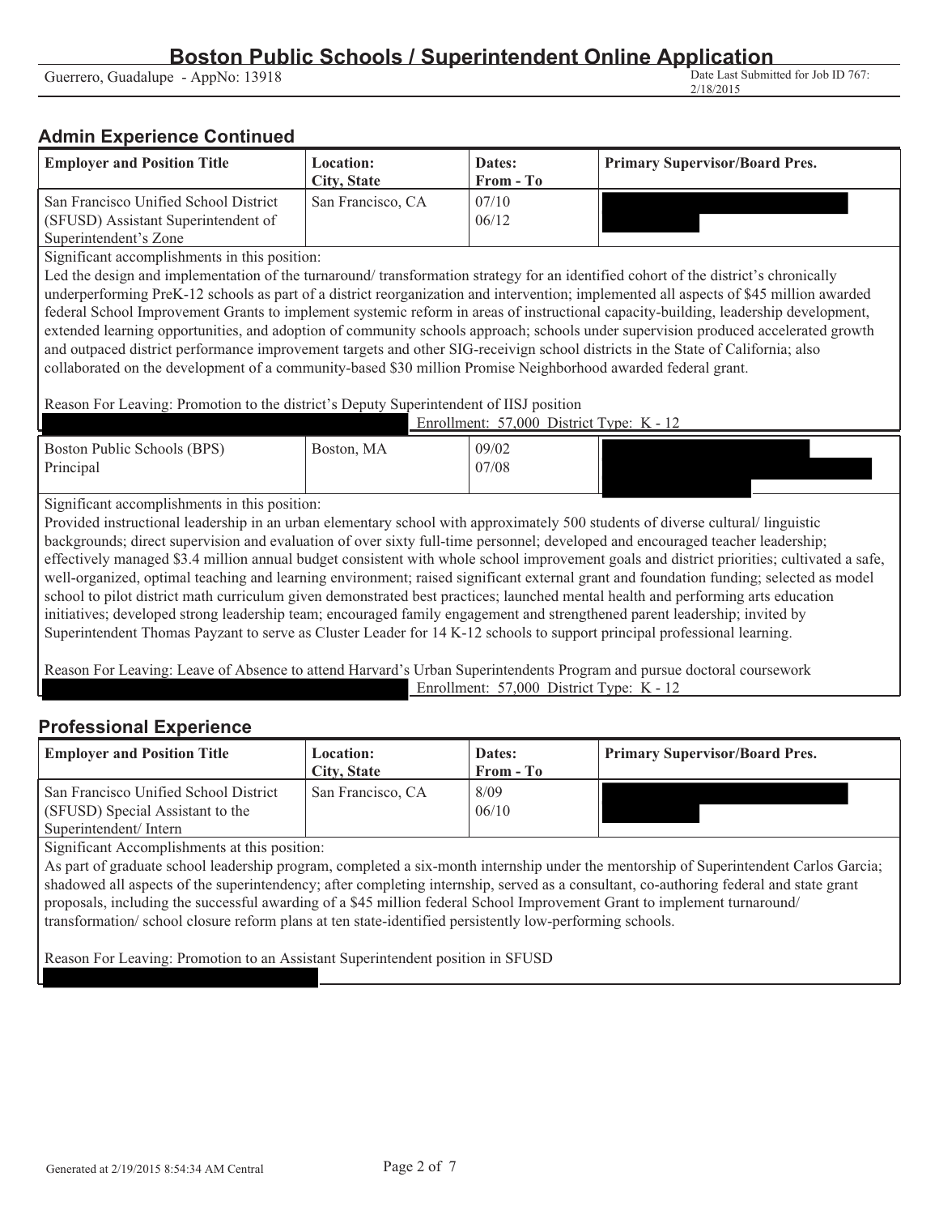## Admin Experience Continued

| Employer and Position Title | Location: City, State | Dates: From - To | Primary Supervisor/Board Pres. |
|---|---|---|---|
| San Francisco Unified School District (SFUSD) Assistant Superintendent of Superintendent's Zone | San Francisco, CA | 07/10 06/12 | |

Significant accomplishments in this position:
Led the design and implementation of the turnaround/ transformation strategy for an identified cohort of the district's chronically underperforming PreK-12 schools as part of a district reorganization and intervention; implemented all aspects of $45 million awarded federal School Improvement Grants to implement systemic reform in areas of instructional capacity-building, leadership development, extended learning opportunities, and adoption of community schools approach; schools under supervision produced accelerated growth and outpaced district performance improvement targets and other SIG-receivign school districts in the State of California; also collaborated on the development of a community-based $30 million Promise Neighborhood awarded federal grant.

Reason For Leaving: Promotion to the district's Deputy Superintendent of IISJ position

Enrollment: 57,000 District Type: K - 12

| Employer and Position Title | Location: City, State | Dates: From - To | Primary Supervisor/Board Pres. |
|---|---|---|---|
| Boston Public Schools (BPS) Principal | Boston, MA | 09/02 07/08 | |

Significant accomplishments in this position:
Provided instructional leadership in an urban elementary school with approximately 500 students of diverse cultural/ linguistic backgrounds; direct supervision and evaluation of over sixty full-time personnel; developed and encouraged teacher leadership; effectively managed $3.4 million annual budget consistent with whole school improvement goals and district priorities; cultivated a safe, well-organized, optimal teaching and learning environment; raised significant external grant and foundation funding; selected as model school to pilot district math curriculum given demonstrated best practices; launched mental health and performing arts education initiatives; developed strong leadership team; encouraged family engagement and strengthened parent leadership; invited by Superintendent Thomas Payzant to serve as Cluster Leader for 14 K-12 schools to support principal professional learning.

Reason For Leaving: Leave of Absence to attend Harvard's Urban Superintendents Program and pursue doctoral coursework

Enrollment: 57,000 District Type: K - 12

## Professional Experience

| Employer and Position Title | Location: City, State | Dates: From - To | Primary Supervisor/Board Pres. |
|---|---|---|---|
| San Francisco Unified School District (SFUSD) Special Assistant to the Superintendent/ Intern | San Francisco, CA | 8/09 06/10 | |

Significant Accomplishments at this position:
As part of graduate school leadership program, completed a six-month internship under the mentorship of Superintendent Carlos Garcia; shadowed all aspects of the superintendency; after completing internship, served as a consultant, co-authoring federal and state grant proposals, including the successful awarding of a $45 million federal School Improvement Grant to implement turnaround/ transformation/ school closure reform plans at ten state-identified persistently low-performing schools.

Reason For Leaving: Promotion to an Assistant Superintendent position in SFUSD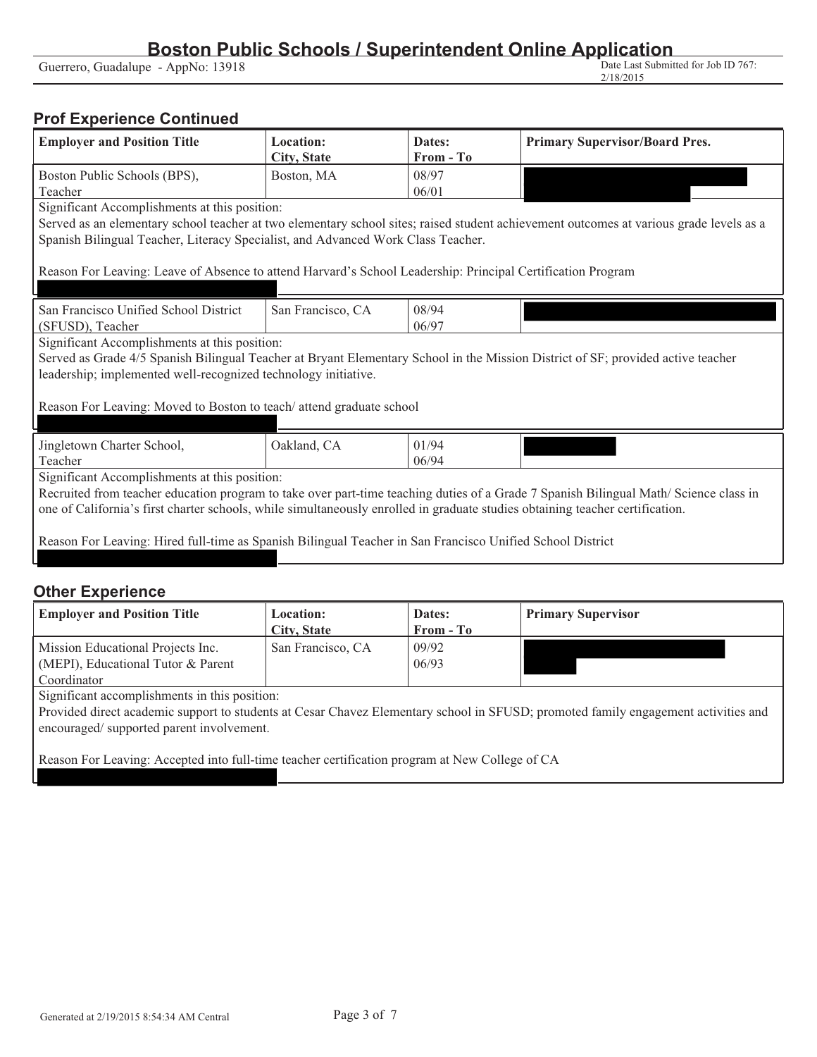## Prof Experience Continued

| Employer and Position Title | Location: City, State | Dates: From - To | Primary Supervisor/Board Pres. |
|---|---|---|---|
| Boston Public Schools (BPS), Teacher | Boston, MA | 08/97 06/01 | |
| Significant Accomplishments at this position: Served as an elementary school teacher at two elementary school sites; raised student achievement outcomes at various grade levels as a Spanish Bilingual Teacher, Literacy Specialist, and Advanced Work Class Teacher. Reason For Leaving: Leave of Absence to attend Harvard's School Leadership: Principal Certification Program | | | |
| San Francisco Unified School District (SFUSD), Teacher | San Francisco, CA | 08/94 06/97 | |
| Significant Accomplishments at this position: Served as Grade 4/5 Spanish Bilingual Teacher at Bryant Elementary School in the Mission District of SF; provided active teacher leadership; implemented well-recognized technology initiative. Reason For Leaving: Moved to Boston to teach/ attend graduate school | | | |
| Jingletown Charter School, Teacher | Oakland, CA | 01/94 06/94 | |
| Significant Accomplishments at this position: Recruited from teacher education program to take over part-time teaching duties of a Grade 7 Spanish Bilingual Math/ Science class in one of California's first charter schools, while simultaneously enrolled in graduate studies obtaining teacher certification. Reason For Leaving: Hired full-time as Spanish Bilingual Teacher in San Francisco Unified School District | | | |

## Other Experience

| Employer and Position Title | Location: City, State | Dates: From - To | Primary Supervisor |
|---|---|---|---|
| Mission Educational Projects Inc. (MEPI), Educational Tutor & Parent Coordinator | San Francisco, CA | 09/92 06/93 | |
| Significant accomplishments in this position: Provided direct academic support to students at Cesar Chavez Elementary school in SFUSD; promoted family engagement activities and encouraged/ supported parent involvement. Reason For Leaving: Accepted into full-time teacher certification program at New College of CA | | | |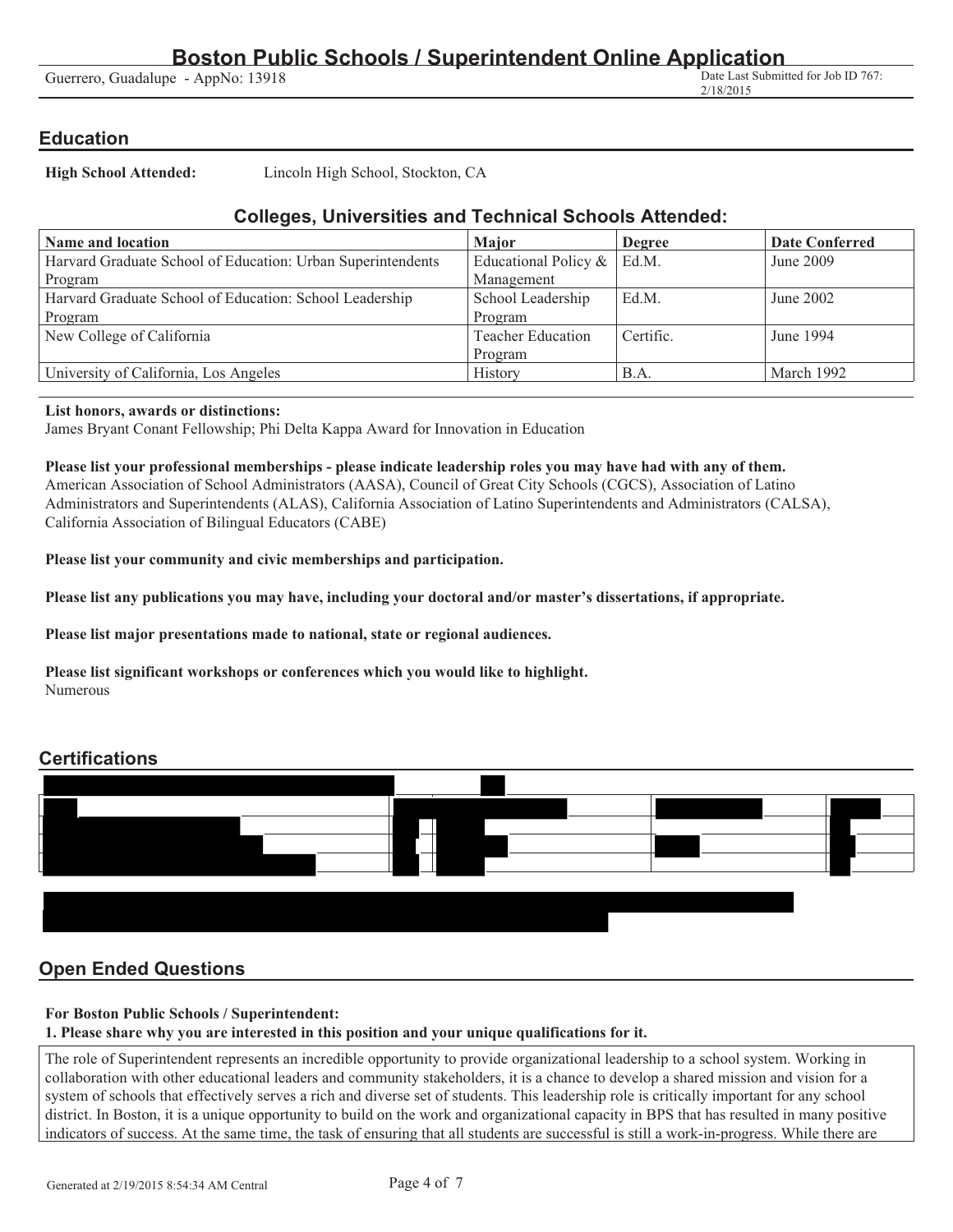## Education

**High School Attended:** Lincoln High School, Stockton, CA

### Colleges, Universities and Technical Schools Attended:

| Name and location | Major | Degree | Date Conferred |
|---|---|---|---|
| Harvard Graduate School of Education: Urban Superintendents Program | Educational Policy & Management | Ed.M. | June 2009 |
| Harvard Graduate School of Education: School Leadership Program | School Leadership Program | Ed.M. | June 2002 |
| New College of California | Teacher Education Program | Certific. | June 1994 |
| University of California, Los Angeles | History | B.A. | March 1992 |

**List honors, awards or distinctions:**
James Bryant Conant Fellowship; Phi Delta Kappa Award for Innovation in Education

**Please list your professional memberships - please indicate leadership roles you may have had with any of them.**
American Association of School Administrators (AASA), Council of Great City Schools (CGCS), Association of Latino Administrators and Superintendents (ALAS), California Association of Latino Superintendents and Administrators (CALSA), California Association of Bilingual Educators (CABE)

**Please list your community and civic memberships and participation.**

**Please list any publications you may have, including your doctoral and/or master's dissertations, if appropriate.**

**Please list major presentations made to national, state or regional audiences.**

**Please list significant workshops or conferences which you would like to highlight.**
Numerous

## Certifications

## Open Ended Questions

**For Boston Public Schools / Superintendent:**

**1. Please share why you are interested in this position and your unique qualifications for it.**

The role of Superintendent represents an incredible opportunity to provide organizational leadership to a school system. Working in collaboration with other educational leaders and community stakeholders, it is a chance to develop a shared mission and vision for a system of schools that effectively serves a rich and diverse set of students. This leadership role is critically important for any school district. In Boston, it is a unique opportunity to build on the work and organizational capacity in BPS that has resulted in many positive indicators of success. At the same time, the task of ensuring that all students are successful is still a work-in-progress. While there are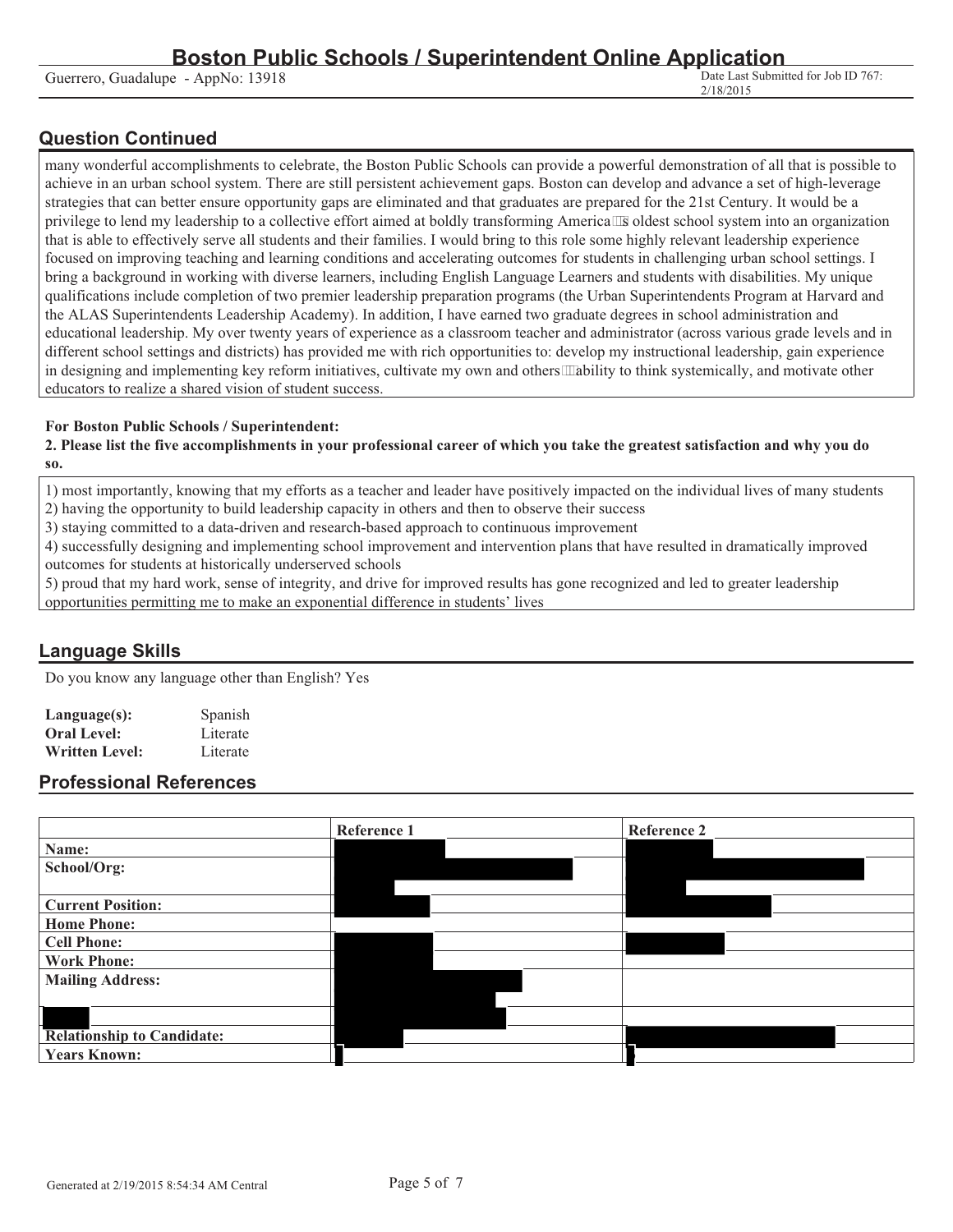## Question Continued

many wonderful accomplishments to celebrate, the Boston Public Schools can provide a powerful demonstration of all that is possible to achieve in an urban school system. There are still persistent achievement gaps. Boston can develop and advance a set of high-leverage strategies that can better ensure opportunity gaps are eliminated and that graduates are prepared for the 21st Century. It would be a privilege to lend my leadership to a collective effort aimed at boldly transforming America's oldest school system into an organization that is able to effectively serve all students and their families. I would bring to this role some highly relevant leadership experience focused on improving teaching and learning conditions and accelerating outcomes for students in challenging urban school settings. I bring a background in working with diverse learners, including English Language Learners and students with disabilities. My unique qualifications include completion of two premier leadership preparation programs (the Urban Superintendents Program at Harvard and the ALAS Superintendents Leadership Academy). In addition, I have earned two graduate degrees in school administration and educational leadership. My over twenty years of experience as a classroom teacher and administrator (across various grade levels and in different school settings and districts) has provided me with rich opportunities to: develop my instructional leadership, gain experience in designing and implementing key reform initiatives, cultivate my own and others' ability to think systemically, and motivate other educators to realize a shared vision of student success.

**For Boston Public Schools / Superintendent:**

**2. Please list the five accomplishments in your professional career of which you take the greatest satisfaction and why you do so.**

1) most importantly, knowing that my efforts as a teacher and leader have positively impacted on the individual lives of many students
2) having the opportunity to build leadership capacity in others and then to observe their success
3) staying committed to a data-driven and research-based approach to continuous improvement
4) successfully designing and implementing school improvement and intervention plans that have resulted in dramatically improved outcomes for students at historically underserved schools
5) proud that my hard work, sense of integrity, and drive for improved results has gone recognized and led to greater leadership opportunities permitting me to make an exponential difference in students' lives

## Language Skills

Do you know any language other than English? Yes

| | |
|---|---|
| **Language(s):** | Spanish |
| **Oral Level:** | Literate |
| **Written Level:** | Literate |

## Professional References

| | Reference 1 | Reference 2 |
|---|---|---|
| **Name:** | | |
| **School/Org:** | | |
| **Current Position:** | | |
| **Home Phone:** | | |
| **Cell Phone:** | | |
| **Work Phone:** | | |
| **Mailing Address:** | | |
| **Relationship to Candidate:** | | |
| **Years Known:** | | |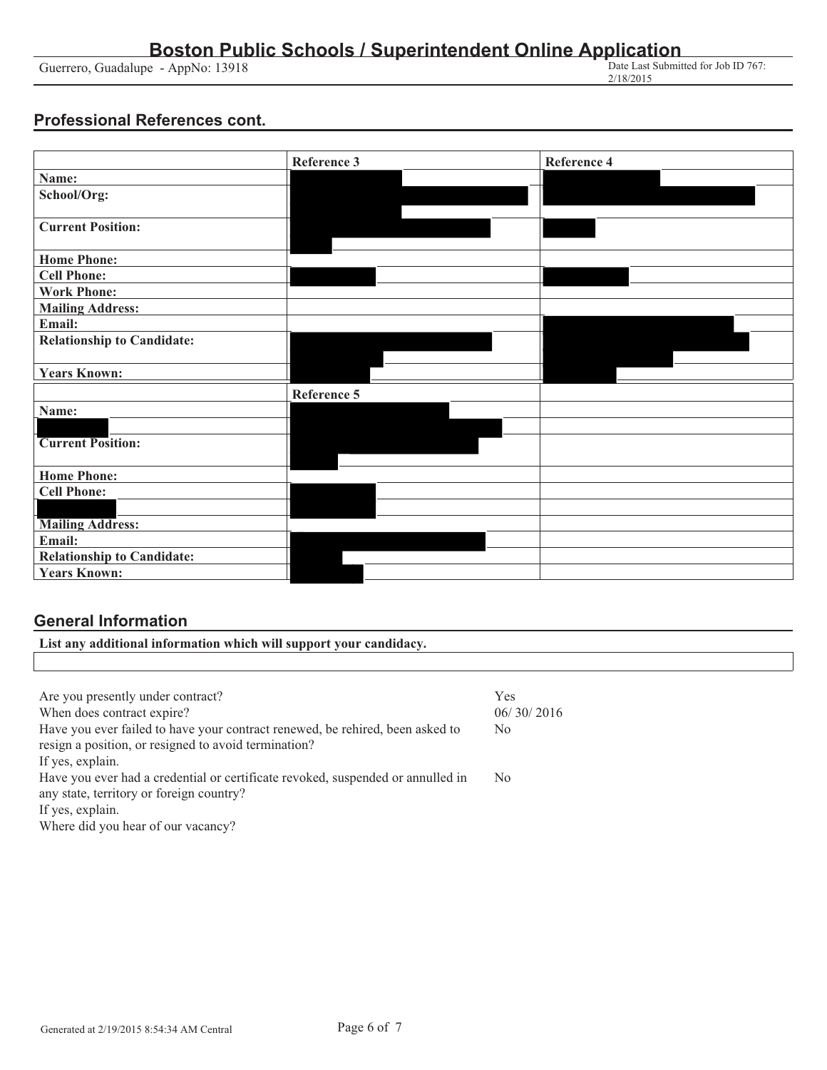## Professional References cont.

| | Reference 3 | Reference 4 |
|---|---|---|
| **Name:** | | |
| **School/Org:** | | |
| **Current Position:** | | |
| **Home Phone:** | | |
| **Cell Phone:** | | |
| **Work Phone:** | | |
| **Mailing Address:** | | |
| **Email:** | | |
| **Relationship to Candidate:** | | |
| **Years Known:** | | |

| | Reference 5 | |
|---|---|---|
| **Name:** | | |
| | | |
| **Current Position:** | | |
| **Home Phone:** | | |
| **Cell Phone:** | | |
| | | |
| **Mailing Address:** | | |
| **Email:** | | |
| **Relationship to Candidate:** | | |
| **Years Known:** | | |

## General Information

**List any additional information which will support your candidacy.**

| Question | Answer |
|---|---|
| Are you presently under contract? | Yes |
| When does contract expire? | 06/ 30/ 2016 |
| Have you ever failed to have your contract renewed, be rehired, been asked to resign a position, or resigned to avoid termination? | No |
| If yes, explain. | |
| Have you ever had a credential or certificate revoked, suspended or annulled in any state, territory or foreign country? | No |
| If yes, explain. | |
| Where did you hear of our vacancy? | |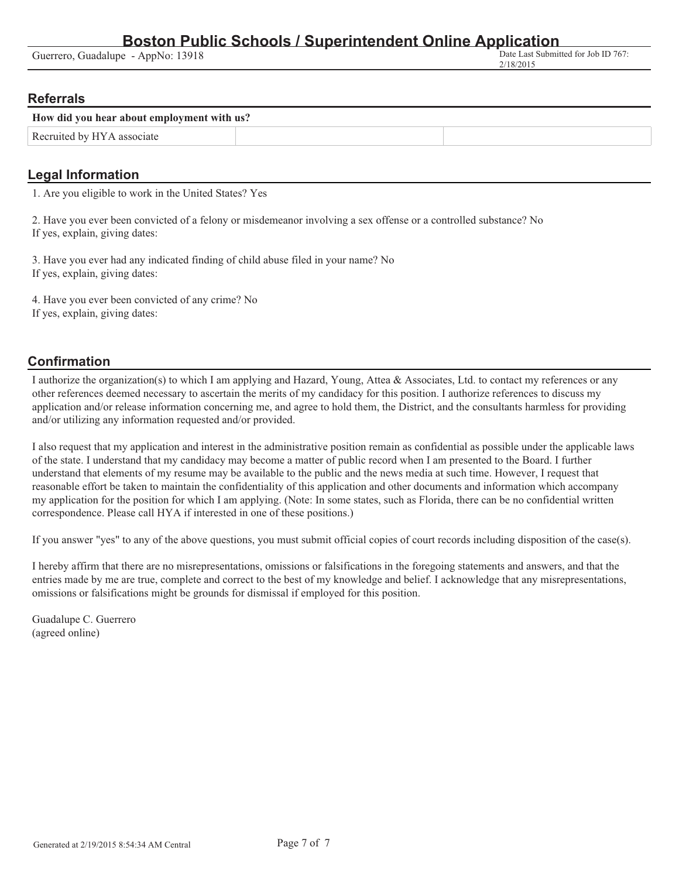## Referrals

| How did you hear about employment with us? | | |
| --- | --- | --- |
| Recruited by HYA associate | | |

## Legal Information

1. Are you eligible to work in the United States? Yes

2. Have you ever been convicted of a felony or misdemeanor involving a sex offense or a controlled substance? No
If yes, explain, giving dates:

3. Have you ever had any indicated finding of child abuse filed in your name? No
If yes, explain, giving dates:

4. Have you ever been convicted of any crime? No
If yes, explain, giving dates:

## Confirmation

I authorize the organization(s) to which I am applying and Hazard, Young, Attea & Associates, Ltd. to contact my references or any other references deemed necessary to ascertain the merits of my candidacy for this position. I authorize references to discuss my application and/or release information concerning me, and agree to hold them, the District, and the consultants harmless for providing and/or utilizing any information requested and/or provided.

I also request that my application and interest in the administrative position remain as confidential as possible under the applicable laws of the state. I understand that my candidacy may become a matter of public record when I am presented to the Board. I further understand that elements of my resume may be available to the public and the news media at such time. However, I request that reasonable effort be taken to maintain the confidentiality of this application and other documents and information which accompany my application for the position for which I am applying. (Note: In some states, such as Florida, there can be no confidential written correspondence. Please call HYA if interested in one of these positions.)

If you answer "yes" to any of the above questions, you must submit official copies of court records including disposition of the case(s).

I hereby affirm that there are no misrepresentations, omissions or falsifications in the foregoing statements and answers, and that the entries made by me are true, complete and correct to the best of my knowledge and belief. I acknowledge that any misrepresentations, omissions or falsifications might be grounds for dismissal if employed for this position.

Guadalupe C. Guerrero
(agreed online)